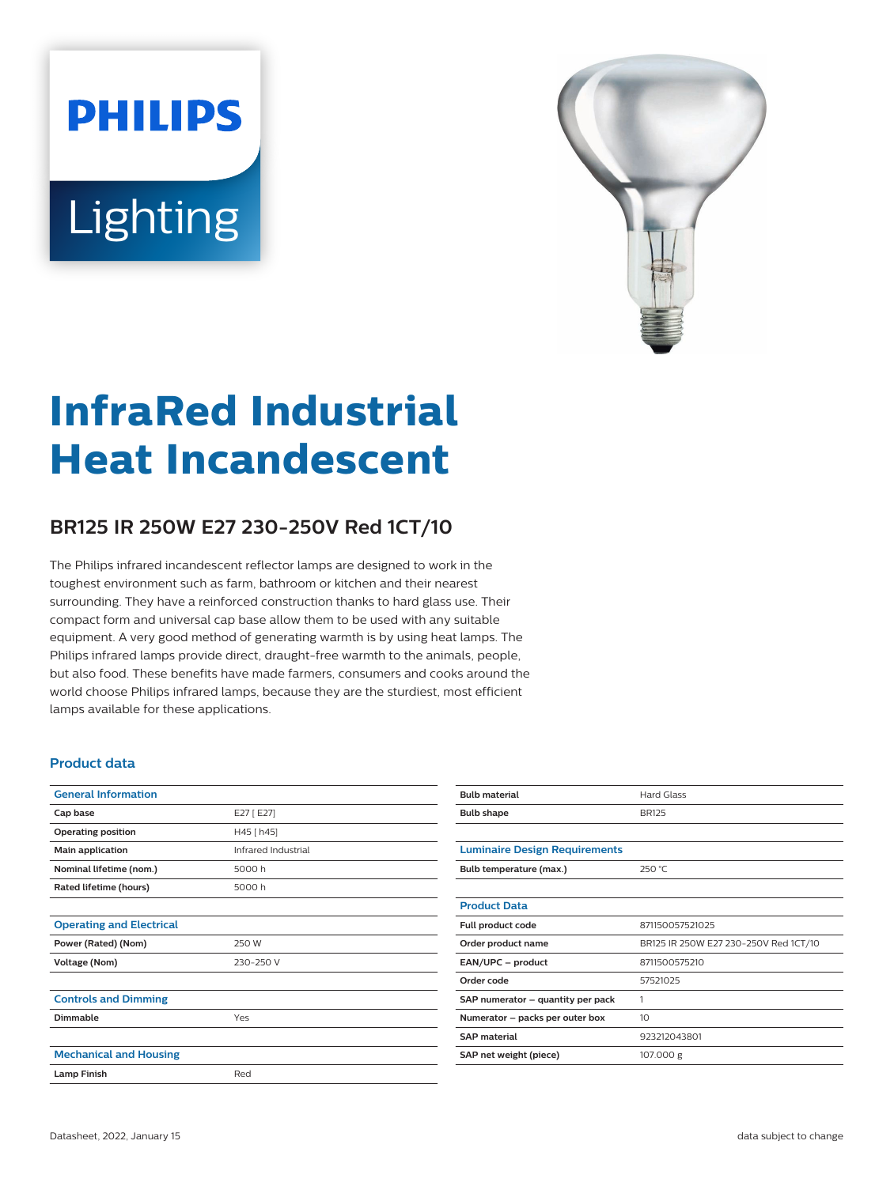PHILIPS

Lighting

# InfraRed Industrial Heat Incandescent

## BR125 IR 250W E27 230-250V Red 1CT/10

The Philips infrared incandescent reflector lamps are designed to work in the toughest environment such as farm, bathroom or kitchen and their nearest surrounding. They have a reinforced construction thanks to hard glass use. Their compact form and universal cap base allow them to be used with any suitable equipment. A very good method of generating warmth is by using heat lamps. The Philips infrared lamps provide direct, draught-free warmth to the animals, people, but also food. These benefits have made farmers, consumers and cooks around the world choose Philips infrared lamps, because they are the sturdiest, most efficient lamps available for these applications.

### Product data

| General Information | |
|---|---|
| Cap base | E27 [ E27] |
| Operating position | H45 [ h45] |
| Main application | Infrared Industrial |
| Nominal lifetime (nom.) | 5000 h |
| Rated lifetime (hours) | 5000 h |

| Operating and Electrical | |
|---|---|
| Power (Rated) (Nom) | 250 W |
| Voltage (Nom) | 230-250 V |

| Controls and Dimming | |
|---|---|
| Dimmable | Yes |

| Mechanical and Housing | |
|---|---|
| Lamp Finish | Red |
| Bulb material | Hard Glass |
| Bulb shape | BR125 |

| Luminaire Design Requirements | |
|---|---|
| Bulb temperature (max.) | 250 °C |

| Product Data | |
|---|---|
| Full product code | 871150057521025 |
| Order product name | BR125 IR 250W E27 230-250V Red 1CT/10 |
| EAN/UPC – product | 8711500575210 |
| Order code | 57521025 |
| SAP numerator – quantity per pack | 1 |
| Numerator – packs per outer box | 10 |
| SAP material | 923212043801 |
| SAP net weight (piece) | 107.000 g |

Datasheet, 2022, January 15 data subject to change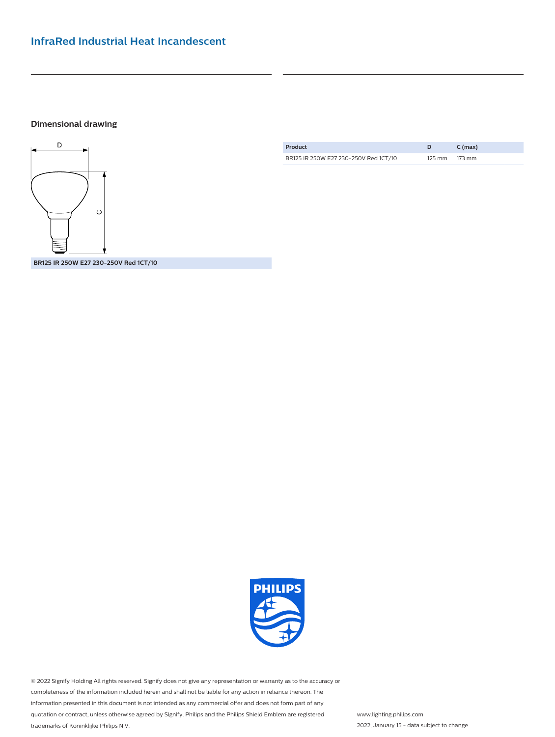# InfraRed Industrial Heat Incandescent

## Dimensional drawing

D

C

BR125 IR 250W E27 230-250V Red 1CT/10

| Product | D | C (max) |
|---|---|---|
| BR125 IR 250W E27 230-250V Red 1CT/10 | 125 mm | 173 mm |

© 2022 Signify Holding All rights reserved. Signify does not give any representation or warranty as to the accuracy or completeness of the information included herein and shall not be liable for any action in reliance thereon. The information presented in this document is not intended as any commercial offer and does not form part of any quotation or contract, unless otherwise agreed by Signify. Philips and the Philips Shield Emblem are registered trademarks of Koninklijke Philips N.V.

www.lighting.philips.com

2022, January 15 - data subject to change